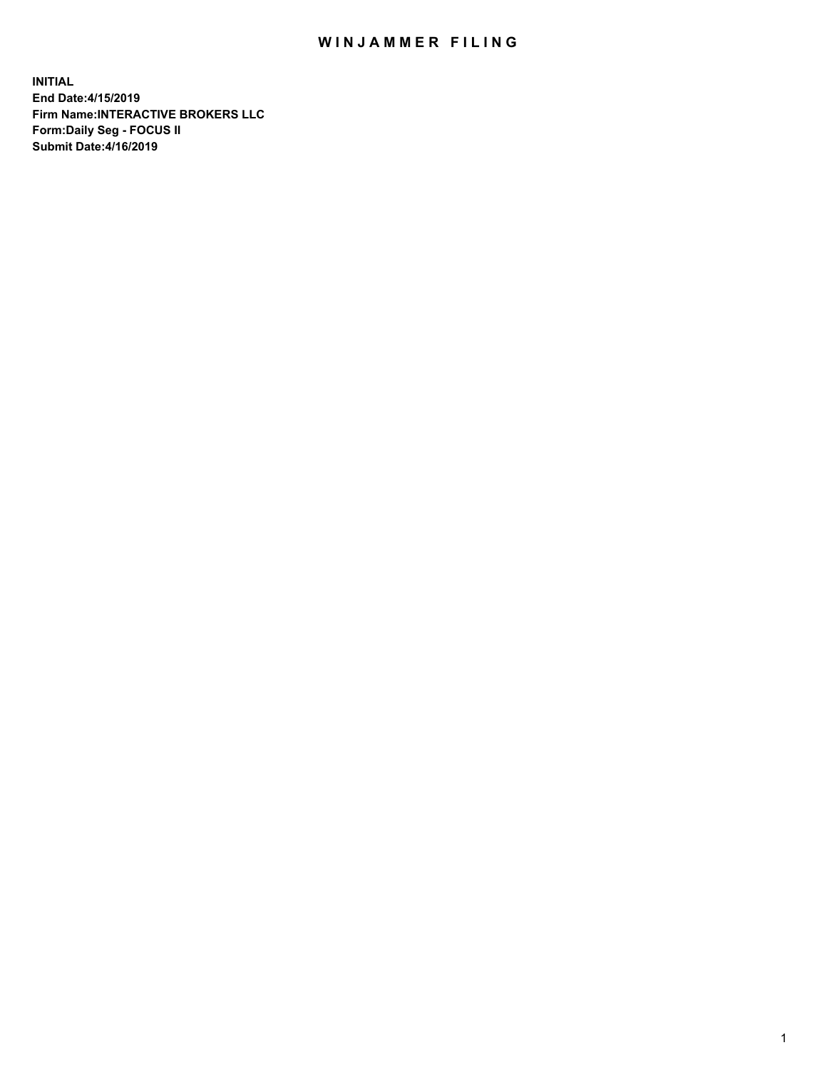# WINJAMMER FILING

**INITIAL**
**End Date:4/15/2019**
**Firm Name:INTERACTIVE BROKERS LLC**
**Form:Daily Seg - FOCUS II**
**Submit Date:4/16/2019**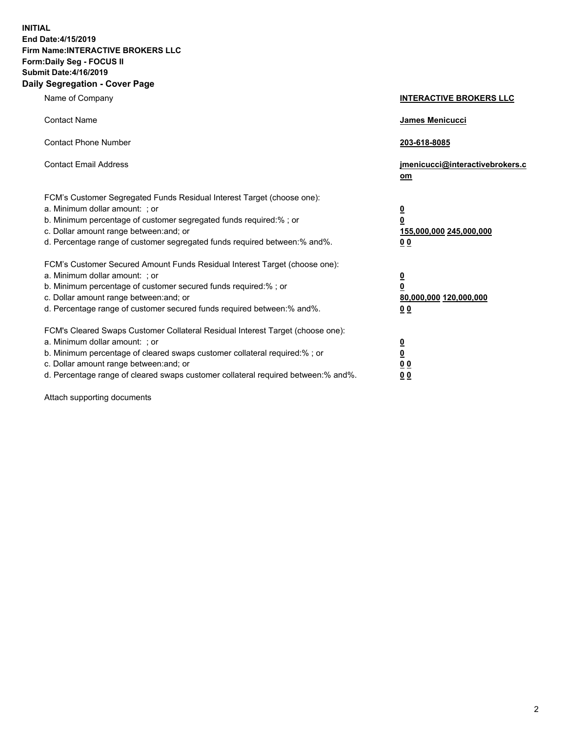**INITIAL**
**End Date:4/15/2019**
**Firm Name:INTERACTIVE BROKERS LLC**
**Form:Daily Seg - FOCUS II**
**Submit Date:4/16/2019**

## Daily Segregation - Cover Page

| | |
|---|---|
| Name of Company | **INTERACTIVE BROKERS LLC** |
| Contact Name | **James Menicucci** |
| Contact Phone Number | **203-618-8085** |
| Contact Email Address | **jmenicucci@interactivebrokers.com** |

FCM's Customer Segregated Funds Residual Interest Target (choose one):

| | |
|---|---|
| a. Minimum dollar amount: ; or | **0** |
| b. Minimum percentage of customer segregated funds required:% ; or | **0** |
| c. Dollar amount range between:and; or | **155,000,000 245,000,000** |
| d. Percentage range of customer segregated funds required between:% and%. | **0 0** |

FCM's Customer Secured Amount Funds Residual Interest Target (choose one):

| | |
|---|---|
| a. Minimum dollar amount: ; or | **0** |
| b. Minimum percentage of customer secured funds required:% ; or | **0** |
| c. Dollar amount range between:and; or | **80,000,000 120,000,000** |
| d. Percentage range of customer secured funds required between:% and%. | **0 0** |

FCM's Cleared Swaps Customer Collateral Residual Interest Target (choose one):

| | |
|---|---|
| a. Minimum dollar amount: ; or | **0** |
| b. Minimum percentage of cleared swaps customer collateral required:% ; or | **0** |
| c. Dollar amount range between:and; or | **0 0** |
| d. Percentage range of cleared swaps customer collateral required between:% and%. | **0 0** |

Attach supporting documents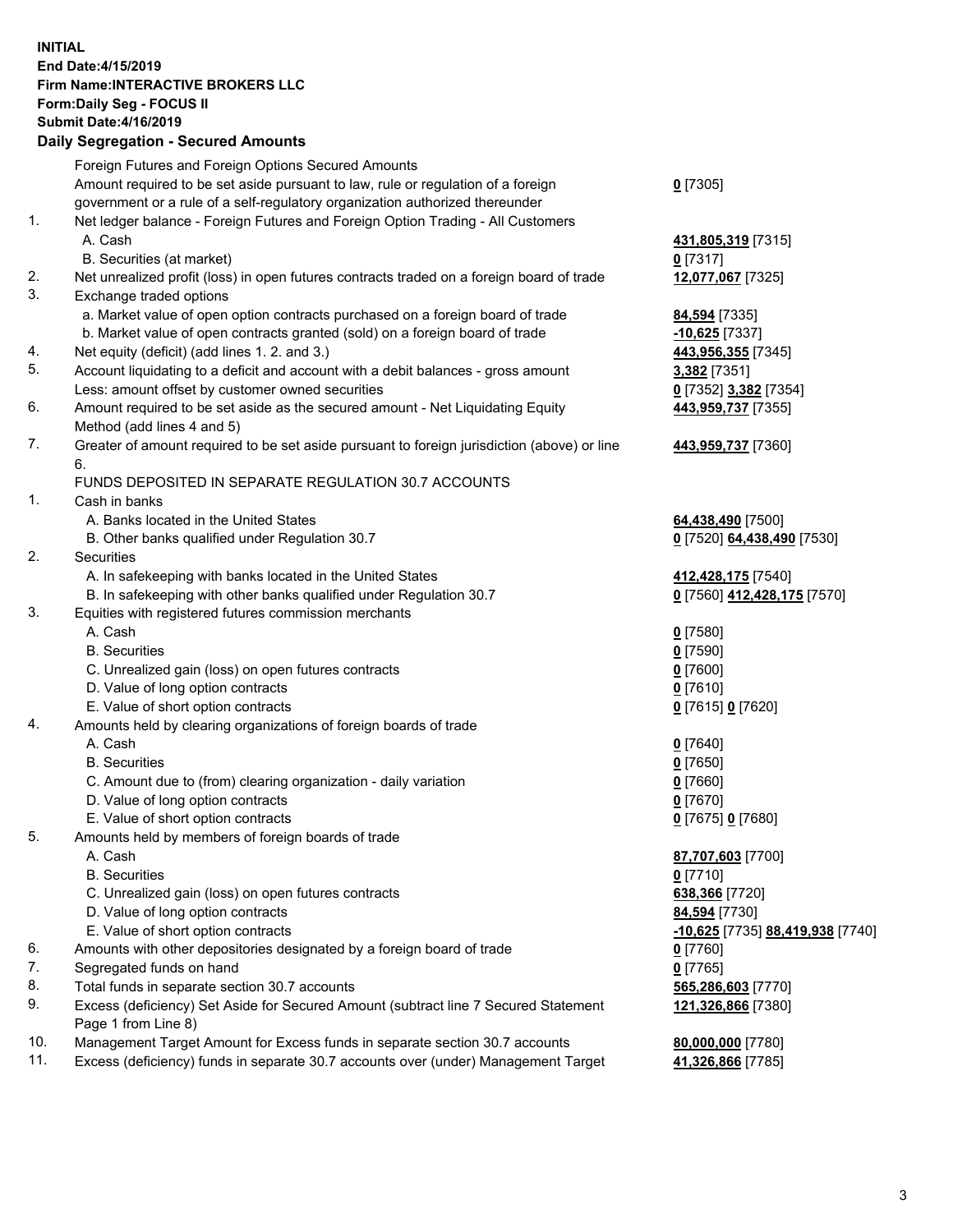**INITIAL**
**End Date:4/15/2019**
**Firm Name:INTERACTIVE BROKERS LLC**
**Form:Daily Seg - FOCUS II**
**Submit Date:4/16/2019**

## Daily Segregation - Secured Amounts

| | | |
|---|---|---|
| | Foreign Futures and Foreign Options Secured Amounts | |
| | Amount required to be set aside pursuant to law, rule or regulation of a foreign government or a rule of a self-regulatory organization authorized thereunder | **0** [7305] |
| 1. | Net ledger balance - Foreign Futures and Foreign Option Trading - All Customers | |
| | A. Cash | **431,805,319** [7315] |
| | B. Securities (at market) | **0** [7317] |
| 2. | Net unrealized profit (loss) in open futures contracts traded on a foreign board of trade | **12,077,067** [7325] |
| 3. | Exchange traded options | |
| | a. Market value of open option contracts purchased on a foreign board of trade | **84,594** [7335] |
| | b. Market value of open contracts granted (sold) on a foreign board of trade | **-10,625** [7337] |
| 4. | Net equity (deficit) (add lines 1. 2. and 3.) | **443,956,355** [7345] |
| 5. | Account liquidating to a deficit and account with a debit balances - gross amount | **3,382** [7351] |
| | Less: amount offset by customer owned securities | **0** [7352] **3,382** [7354] |
| 6. | Amount required to be set aside as the secured amount - Net Liquidating Equity Method (add lines 4 and 5) | **443,959,737** [7355] |
| 7. | Greater of amount required to be set aside pursuant to foreign jurisdiction (above) or line 6. | **443,959,737** [7360] |
| | FUNDS DEPOSITED IN SEPARATE REGULATION 30.7 ACCOUNTS | |
| 1. | Cash in banks | |
| | A. Banks located in the United States | **64,438,490** [7500] |
| | B. Other banks qualified under Regulation 30.7 | **0** [7520] **64,438,490** [7530] |
| 2. | Securities | |
| | A. In safekeeping with banks located in the United States | **412,428,175** [7540] |
| | B. In safekeeping with other banks qualified under Regulation 30.7 | **0** [7560] **412,428,175** [7570] |
| 3. | Equities with registered futures commission merchants | |
| | A. Cash | **0** [7580] |
| | B. Securities | **0** [7590] |
| | C. Unrealized gain (loss) on open futures contracts | **0** [7600] |
| | D. Value of long option contracts | **0** [7610] |
| | E. Value of short option contracts | **0** [7615] **0** [7620] |
| 4. | Amounts held by clearing organizations of foreign boards of trade | |
| | A. Cash | **0** [7640] |
| | B. Securities | **0** [7650] |
| | C. Amount due to (from) clearing organization - daily variation | **0** [7660] |
| | D. Value of long option contracts | **0** [7670] |
| | E. Value of short option contracts | **0** [7675] **0** [7680] |
| 5. | Amounts held by members of foreign boards of trade | |
| | A. Cash | **87,707,603** [7700] |
| | B. Securities | **0** [7710] |
| | C. Unrealized gain (loss) on open futures contracts | **638,366** [7720] |
| | D. Value of long option contracts | **84,594** [7730] |
| | E. Value of short option contracts | **-10,625** [7735] **88,419,938** [7740] |
| 6. | Amounts with other depositories designated by a foreign board of trade | **0** [7760] |
| 7. | Segregated funds on hand | **0** [7765] |
| 8. | Total funds in separate section 30.7 accounts | **565,286,603** [7770] |
| 9. | Excess (deficiency) Set Aside for Secured Amount (subtract line 7 Secured Statement Page 1 from Line 8) | **121,326,866** [7380] |
| 10. | Management Target Amount for Excess funds in separate section 30.7 accounts | **80,000,000** [7780] |
| 11. | Excess (deficiency) funds in separate 30.7 accounts over (under) Management Target | **41,326,866** [7785] |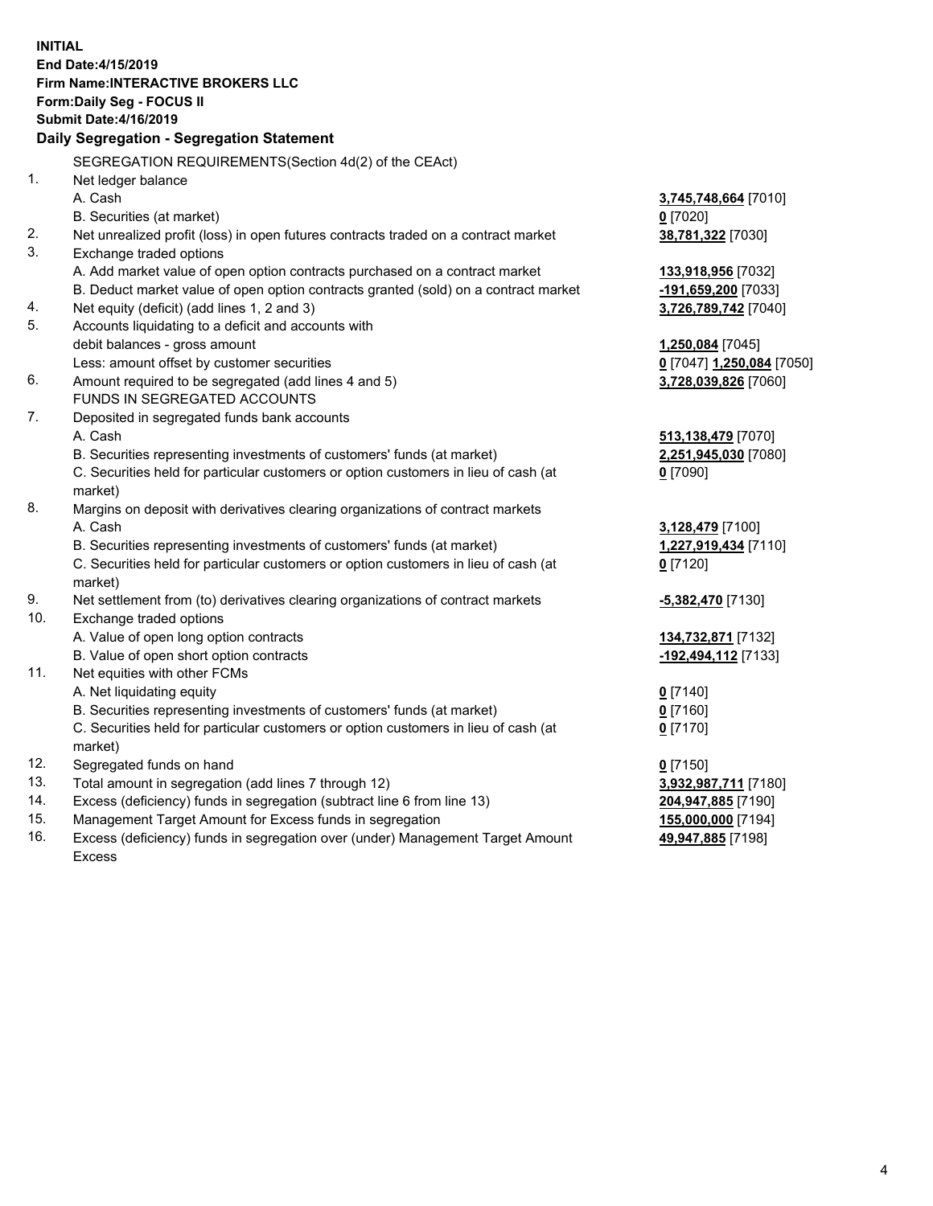**INITIAL**
**End Date:4/15/2019**
**Firm Name:INTERACTIVE BROKERS LLC**
**Form:Daily Seg - FOCUS II**
**Submit Date:4/16/2019**

## Daily Segregation - Segregation Statement

SEGREGATION REQUIREMENTS(Section 4d(2) of the CEAct)

| | | |
|---|---|---|
| 1. | Net ledger balance | |
| | A. Cash | **3,745,748,664** [7010] |
| | B. Securities (at market) | **0** [7020] |
| 2. | Net unrealized profit (loss) in open futures contracts traded on a contract market | **38,781,322** [7030] |
| 3. | Exchange traded options | |
| | A. Add market value of open option contracts purchased on a contract market | **133,918,956** [7032] |
| | B. Deduct market value of open option contracts granted (sold) on a contract market | **-191,659,200** [7033] |
| 4. | Net equity (deficit) (add lines 1, 2 and 3) | **3,726,789,742** [7040] |
| 5. | Accounts liquidating to a deficit and accounts with debit balances - gross amount | **1,250,084** [7045] |
| | Less: amount offset by customer securities | **0** [7047] **1,250,084** [7050] |
| 6. | Amount required to be segregated (add lines 4 and 5) | **3,728,039,826** [7060] |
| | FUNDS IN SEGREGATED ACCOUNTS | |
| 7. | Deposited in segregated funds bank accounts | |
| | A. Cash | **513,138,479** [7070] |
| | B. Securities representing investments of customers' funds (at market) | **2,251,945,030** [7080] |
| | C. Securities held for particular customers or option customers in lieu of cash (at market) | **0** [7090] |
| 8. | Margins on deposit with derivatives clearing organizations of contract markets | |
| | A. Cash | **3,128,479** [7100] |
| | B. Securities representing investments of customers' funds (at market) | **1,227,919,434** [7110] |
| | C. Securities held for particular customers or option customers in lieu of cash (at market) | **0** [7120] |
| 9. | Net settlement from (to) derivatives clearing organizations of contract markets | **-5,382,470** [7130] |
| 10. | Exchange traded options | |
| | A. Value of open long option contracts | **134,732,871** [7132] |
| | B. Value of open short option contracts | **-192,494,112** [7133] |
| 11. | Net equities with other FCMs | |
| | A. Net liquidating equity | **0** [7140] |
| | B. Securities representing investments of customers' funds (at market) | **0** [7160] |
| | C. Securities held for particular customers or option customers in lieu of cash (at market) | **0** [7170] |
| 12. | Segregated funds on hand | **0** [7150] |
| 13. | Total amount in segregation (add lines 7 through 12) | **3,932,987,711** [7180] |
| 14. | Excess (deficiency) funds in segregation (subtract line 6 from line 13) | **204,947,885** [7190] |
| 15. | Management Target Amount for Excess funds in segregation | **155,000,000** [7194] |
| 16. | Excess (deficiency) funds in segregation over (under) Management Target Amount Excess | **49,947,885** [7198] |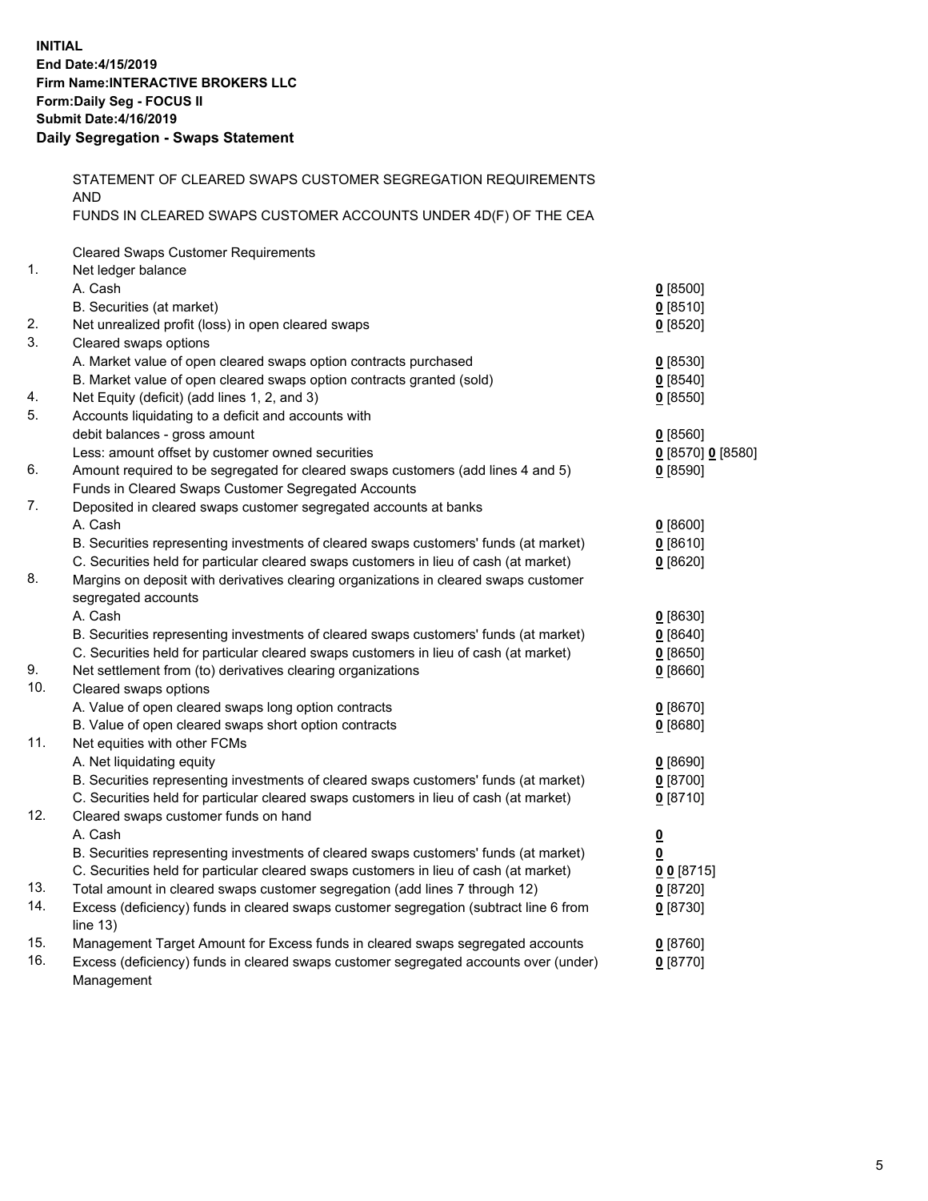**INITIAL**
**End Date:4/15/2019**
**Firm Name:INTERACTIVE BROKERS LLC**
**Form:Daily Seg - FOCUS II**
**Submit Date:4/16/2019**
**Daily Segregation - Swaps Statement**

STATEMENT OF CLEARED SWAPS CUSTOMER SEGREGATION REQUIREMENTS AND FUNDS IN CLEARED SWAPS CUSTOMER ACCOUNTS UNDER 4D(F) OF THE CEA

| | | |
|---|---|---|
| | Cleared Swaps Customer Requirements | |
| 1. | Net ledger balance | |
| | A. Cash | **0** [8500] |
| | B. Securities (at market) | **0** [8510] |
| 2. | Net unrealized profit (loss) in open cleared swaps | **0** [8520] |
| 3. | Cleared swaps options | |
| | A. Market value of open cleared swaps option contracts purchased | **0** [8530] |
| | B. Market value of open cleared swaps option contracts granted (sold) | **0** [8540] |
| 4. | Net Equity (deficit) (add lines 1, 2, and 3) | **0** [8550] |
| 5. | Accounts liquidating to a deficit and accounts with | |
| | debit balances - gross amount | **0** [8560] |
| | Less: amount offset by customer owned securities | **0** [8570] **0** [8580] |
| 6. | Amount required to be segregated for cleared swaps customers (add lines 4 and 5) | **0** [8590] |
| | Funds in Cleared Swaps Customer Segregated Accounts | |
| 7. | Deposited in cleared swaps customer segregated accounts at banks | |
| | A. Cash | **0** [8600] |
| | B. Securities representing investments of cleared swaps customers' funds (at market) | **0** [8610] |
| | C. Securities held for particular cleared swaps customers in lieu of cash (at market) | **0** [8620] |
| 8. | Margins on deposit with derivatives clearing organizations in cleared swaps customer segregated accounts | |
| | A. Cash | **0** [8630] |
| | B. Securities representing investments of cleared swaps customers' funds (at market) | **0** [8640] |
| | C. Securities held for particular cleared swaps customers in lieu of cash (at market) | **0** [8650] |
| 9. | Net settlement from (to) derivatives clearing organizations | **0** [8660] |
| 10. | Cleared swaps options | |
| | A. Value of open cleared swaps long option contracts | **0** [8670] |
| | B. Value of open cleared swaps short option contracts | **0** [8680] |
| 11. | Net equities with other FCMs | |
| | A. Net liquidating equity | **0** [8690] |
| | B. Securities representing investments of cleared swaps customers' funds (at market) | **0** [8700] |
| | C. Securities held for particular cleared swaps customers in lieu of cash (at market) | **0** [8710] |
| 12. | Cleared swaps customer funds on hand | |
| | A. Cash | **0** |
| | B. Securities representing investments of cleared swaps customers' funds (at market) | **0** |
| | C. Securities held for particular cleared swaps customers in lieu of cash (at market) | **0** **0** [8715] |
| 13. | Total amount in cleared swaps customer segregation (add lines 7 through 12) | **0** [8720] |
| 14. | Excess (deficiency) funds in cleared swaps customer segregation (subtract line 6 from line 13) | **0** [8730] |
| 15. | Management Target Amount for Excess funds in cleared swaps segregated accounts | **0** [8760] |
| 16. | Excess (deficiency) funds in cleared swaps customer segregated accounts over (under) Management | **0** [8770] |